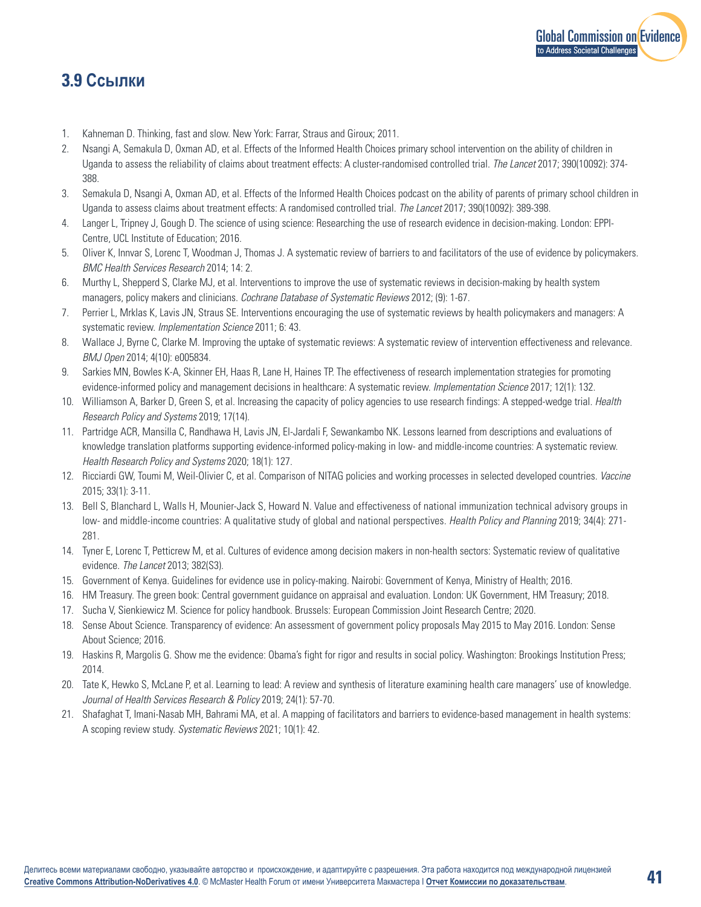## 3.9 Ссылки

1. Kahneman D. Thinking, fast and slow. New York: Farrar, Straus and Giroux; 2011.
2. Nsangi A, Semakula D, Oxman AD, et al. Effects of the Informed Health Choices primary school intervention on the ability of children in Uganda to assess the reliability of claims about treatment effects: A cluster-randomised controlled trial. *The Lancet* 2017; 390(10092): 374-388.
3. Semakula D, Nsangi A, Oxman AD, et al. Effects of the Informed Health Choices podcast on the ability of parents of primary school children in Uganda to assess claims about treatment effects: A randomised controlled trial. *The Lancet* 2017; 390(10092): 389-398.
4. Langer L, Tripney J, Gough D. The science of using science: Researching the use of research evidence in decision-making. London: EPPI-Centre, UCL Institute of Education; 2016.
5. Oliver K, Innvar S, Lorenc T, Woodman J, Thomas J. A systematic review of barriers to and facilitators of the use of evidence by policymakers. *BMC Health Services Research* 2014; 14: 2.
6. Murthy L, Shepperd S, Clarke MJ, et al. Interventions to improve the use of systematic reviews in decision-making by health system managers, policy makers and clinicians. *Cochrane Database of Systematic Reviews* 2012; (9): 1-67.
7. Perrier L, Mrklas K, Lavis JN, Straus SE. Interventions encouraging the use of systematic reviews by health policymakers and managers: A systematic review. *Implementation Science* 2011; 6: 43.
8. Wallace J, Byrne C, Clarke M. Improving the uptake of systematic reviews: A systematic review of intervention effectiveness and relevance. *BMJ Open* 2014; 4(10): e005834.
9. Sarkies MN, Bowles K-A, Skinner EH, Haas R, Lane H, Haines TP. The effectiveness of research implementation strategies for promoting evidence-informed policy and management decisions in healthcare: A systematic review. *Implementation Science* 2017; 12(1): 132.
10. Williamson A, Barker D, Green S, et al. Increasing the capacity of policy agencies to use research findings: A stepped-wedge trial. *Health Research Policy and Systems* 2019; 17(14).
11. Partridge ACR, Mansilla C, Randhawa H, Lavis JN, El-Jardali F, Sewankambo NK. Lessons learned from descriptions and evaluations of knowledge translation platforms supporting evidence-informed policy-making in low- and middle-income countries: A systematic review. *Health Research Policy and Systems* 2020; 18(1): 127.
12. Ricciardi GW, Toumi M, Weil-Olivier C, et al. Comparison of NITAG policies and working processes in selected developed countries. *Vaccine* 2015; 33(1): 3-11.
13. Bell S, Blanchard L, Walls H, Mounier-Jack S, Howard N. Value and effectiveness of national immunization technical advisory groups in low- and middle-income countries: A qualitative study of global and national perspectives. *Health Policy and Planning* 2019; 34(4): 271-281.
14. Tyner E, Lorenc T, Petticrew M, et al. Cultures of evidence among decision makers in non-health sectors: Systematic review of qualitative evidence. *The Lancet* 2013; 382(S3).
15. Government of Kenya. Guidelines for evidence use in policy-making. Nairobi: Government of Kenya, Ministry of Health; 2016.
16. HM Treasury. The green book: Central government guidance on appraisal and evaluation. London: UK Government, HM Treasury; 2018.
17. Sucha V, Sienkiewicz M. Science for policy handbook. Brussels: European Commission Joint Research Centre; 2020.
18. Sense About Science. Transparency of evidence: An assessment of government policy proposals May 2015 to May 2016. London: Sense About Science; 2016.
19. Haskins R, Margolis G. Show me the evidence: Obama's fight for rigor and results in social policy. Washington: Brookings Institution Press; 2014.
20. Tate K, Hewko S, McLane P, et al. Learning to lead: A review and synthesis of literature examining health care managers' use of knowledge. *Journal of Health Services Research & Policy* 2019; 24(1): 57-70.
21. Shafaghat T, Imani-Nasab MH, Bahrami MA, et al. A mapping of facilitators and barriers to evidence-based management in health systems: A scoping review study. *Systematic Reviews* 2021; 10(1): 42.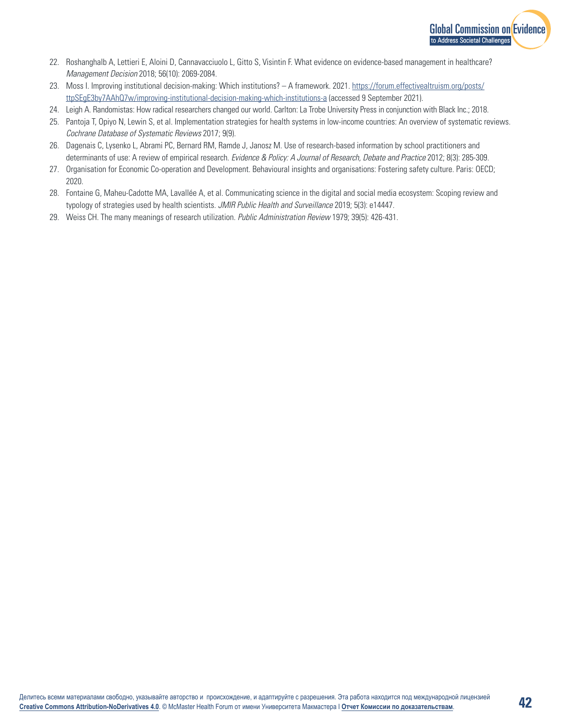22. Roshanghalb A, Lettieri E, Aloini D, Cannavacciuolo L, Gitto S, Visintin F. What evidence on evidence-based management in healthcare? *Management Decision* 2018; 56(10): 2069-2084.
23. Moss I. Improving institutional decision-making: Which institutions? – A framework. 2021. https://forum.effectivealtruism.org/posts/ttpSEgE3by7AAhQ7w/improving-institutional-decision-making-which-institutions-a (accessed 9 September 2021).
24. Leigh A. Randomistas: How radical researchers changed our world. Carlton: La Trobe University Press in conjunction with Black Inc.; 2018.
25. Pantoja T, Opiyo N, Lewin S, et al. Implementation strategies for health systems in low-income countries: An overview of systematic reviews. *Cochrane Database of Systematic Reviews* 2017; 9(9).
26. Dagenais C, Lysenko L, Abrami PC, Bernard RM, Ramde J, Janosz M. Use of research-based information by school practitioners and determinants of use: A review of empirical research. *Evidence & Policy: A Journal of Research, Debate and Practice* 2012; 8(3): 285-309.
27. Organisation for Economic Co-operation and Development. Behavioural insights and organisations: Fostering safety culture. Paris: OECD; 2020.
28. Fontaine G, Maheu-Cadotte MA, Lavallée A, et al. Communicating science in the digital and social media ecosystem: Scoping review and typology of strategies used by health scientists. *JMIR Public Health and Surveillance* 2019; 5(3): e14447.
29. Weiss CH. The many meanings of research utilization. *Public Administration Review* 1979; 39(5): 426-431.